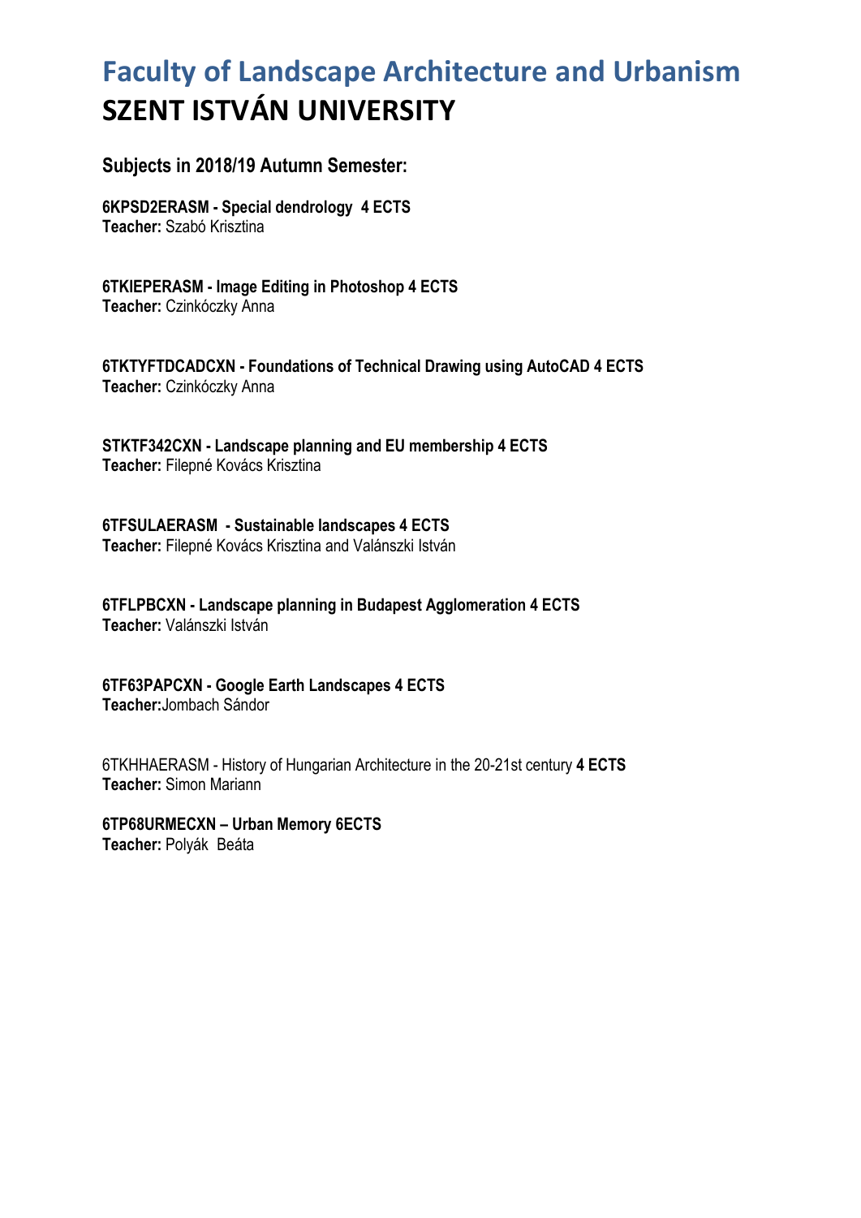# Faculty of Landscape Architecture and Urbanism
# SZENT ISTVÁN UNIVERSITY

### Subjects in 2018/19 Autumn Semester:

**6KPSD2ERASM - Special dendrology 4 ECTS**
**Teacher:** Szabó Krisztina

**6TKIEPERASM - Image Editing in Photoshop 4 ECTS**
**Teacher:** Czinkóczky Anna

**6TKTYFTDCADCXN - Foundations of Technical Drawing using AutoCAD 4 ECTS**
**Teacher:** Czinkóczky Anna

**STKTF342CXN - Landscape planning and EU membership 4 ECTS**
**Teacher:** Filepné Kovács Krisztina

**6TFSULAERASM - Sustainable landscapes 4 ECTS**
**Teacher:** Filepné Kovács Krisztina and Valánszki István

**6TFLPBCXN - Landscape planning in Budapest Agglomeration 4 ECTS**
**Teacher:** Valánszki István

**6TF63PAPCXN - Google Earth Landscapes 4 ECTS**
**Teacher:** Jombach Sándor

6TKHHAERASM - History of Hungarian Architecture in the 20-21st century **4 ECTS**
**Teacher:** Simon Mariann

**6TP68URMECXN – Urban Memory 6ECTS**
**Teacher:** Polyák Beáta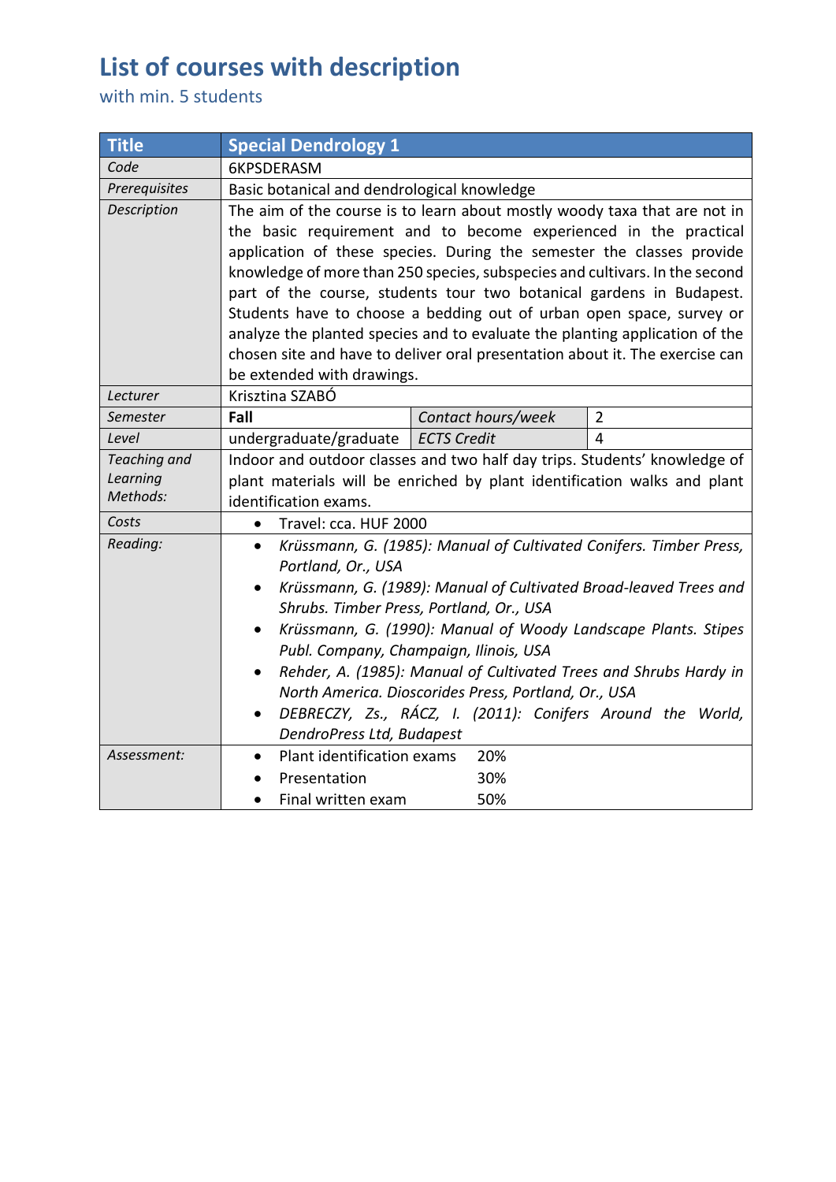# List of courses with description

with min. 5 students

| **Title** | **Special Dendrology 1** | | |
|---|---|---|---|
| *Code* | 6KPSDERASM | | |
| *Prerequisites* | Basic botanical and dendrological knowledge | | |
| *Description* | The aim of the course is to learn about mostly woody taxa that are not in the basic requirement and to become experienced in the practical application of these species. During the semester the classes provide knowledge of more than 250 species, subspecies and cultivars. In the second part of the course, students tour two botanical gardens in Budapest. Students have to choose a bedding out of urban open space, survey or analyze the planted species and to evaluate the planting application of the chosen site and have to deliver oral presentation about it. The exercise can be extended with drawings. | | |
| *Lecturer* | Krisztina SZABÓ | | |
| *Semester* | **Fall** | *Contact hours/week* | 2 |
| *Level* | undergraduate/graduate | *ECTS Credit* | 4 |
| *Teaching and Learning Methods:* | Indoor and outdoor classes and two half day trips. Students' knowledge of plant materials will be enriched by plant identification walks and plant identification exams. | | |
| *Costs* | • Travel: cca. HUF 2000 | | |
| *Reading:* | • *Krüssmann, G. (1985): Manual of Cultivated Conifers. Timber Press, Portland, Or., USA*<br>• *Krüssmann, G. (1989): Manual of Cultivated Broad-leaved Trees and Shrubs. Timber Press, Portland, Or., USA*<br>• *Krüssmann, G. (1990): Manual of Woody Landscape Plants. Stipes Publ. Company, Champaign, Ilinois, USA*<br>• *Rehder, A. (1985): Manual of Cultivated Trees and Shrubs Hardy in North America. Dioscorides Press, Portland, Or., USA*<br>• *DEBRECZY, Zs., RÁCZ, I. (2011): Conifers Around the World, DendroPress Ltd, Budapest* | | |
| *Assessment:* | • Plant identification exams 20%<br>• Presentation 30%<br>• Final written exam 50% | | |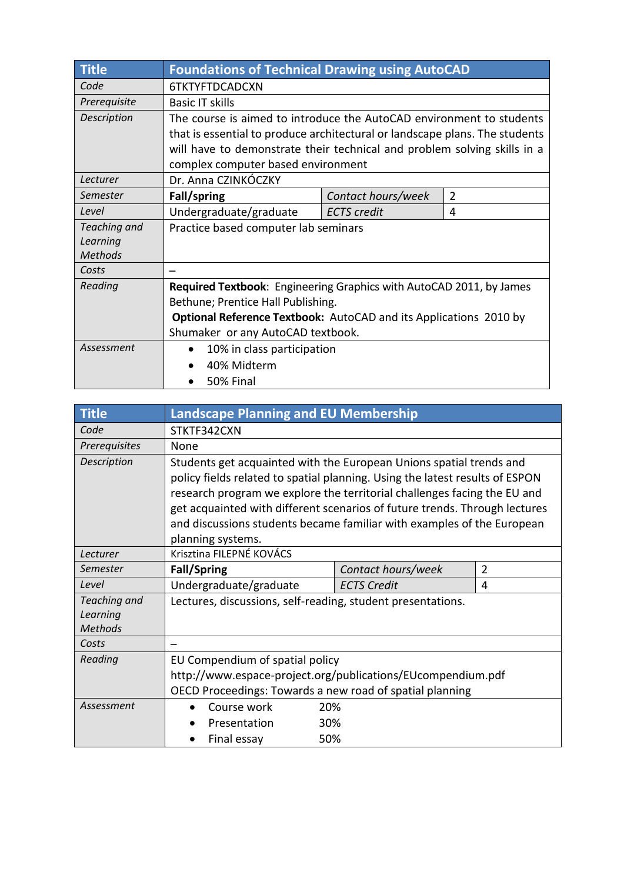| Title | Foundations of Technical Drawing using AutoCAD | | |
|---|---|---|---|
| *Code* | 6TKTYFTDCADCXN | | |
| *Prerequisite* | Basic IT skills | | |
| *Description* | The course is aimed to introduce the AutoCAD environment to students that is essential to produce architectural or landscape plans. The students will have to demonstrate their technical and problem solving skills in a complex computer based environment | | |
| *Lecturer* | Dr. Anna CZINKÓCZKY | | |
| *Semester* | **Fall/spring** | *Contact hours/week* | 2 |
| *Level* | Undergraduate/graduate | *ECTS credit* | 4 |
| *Teaching and Learning Methods* | Practice based computer lab seminars | | |
| *Costs* | – | | |
| *Reading* | **Required Textbook**: Engineering Graphics with AutoCAD 2011, by James Bethune; Prentice Hall Publishing.<br>**Optional Reference Textbook:** AutoCAD and its Applications 2010 by Shumaker or any AutoCAD textbook. | | |
| *Assessment* | • 10% in class participation<br>• 40% Midterm<br>• 50% Final | | |

| Title | Landscape Planning and EU Membership | | |
|---|---|---|---|
| *Code* | STKTF342CXN | | |
| *Prerequisites* | None | | |
| *Description* | Students get acquainted with the European Unions spatial trends and policy fields related to spatial planning. Using the latest results of ESPON research program we explore the territorial challenges facing the EU and get acquainted with different scenarios of future trends. Through lectures and discussions students became familiar with examples of the European planning systems. | | |
| *Lecturer* | Krisztina FILEPNÉ KOVÁCS | | |
| *Semester* | **Fall/Spring** | *Contact hours/week* | 2 |
| *Level* | Undergraduate/graduate | *ECTS Credit* | 4 |
| *Teaching and Learning Methods* | Lectures, discussions, self-reading, student presentations. | | |
| *Costs* | – | | |
| *Reading* | EU Compendium of spatial policy<br>http://www.espace-project.org/publications/EUcompendium.pdf<br>OECD Proceedings: Towards a new road of spatial planning | | |
| *Assessment* | • Course work 20%<br>• Presentation 30%<br>• Final essay 50% | | |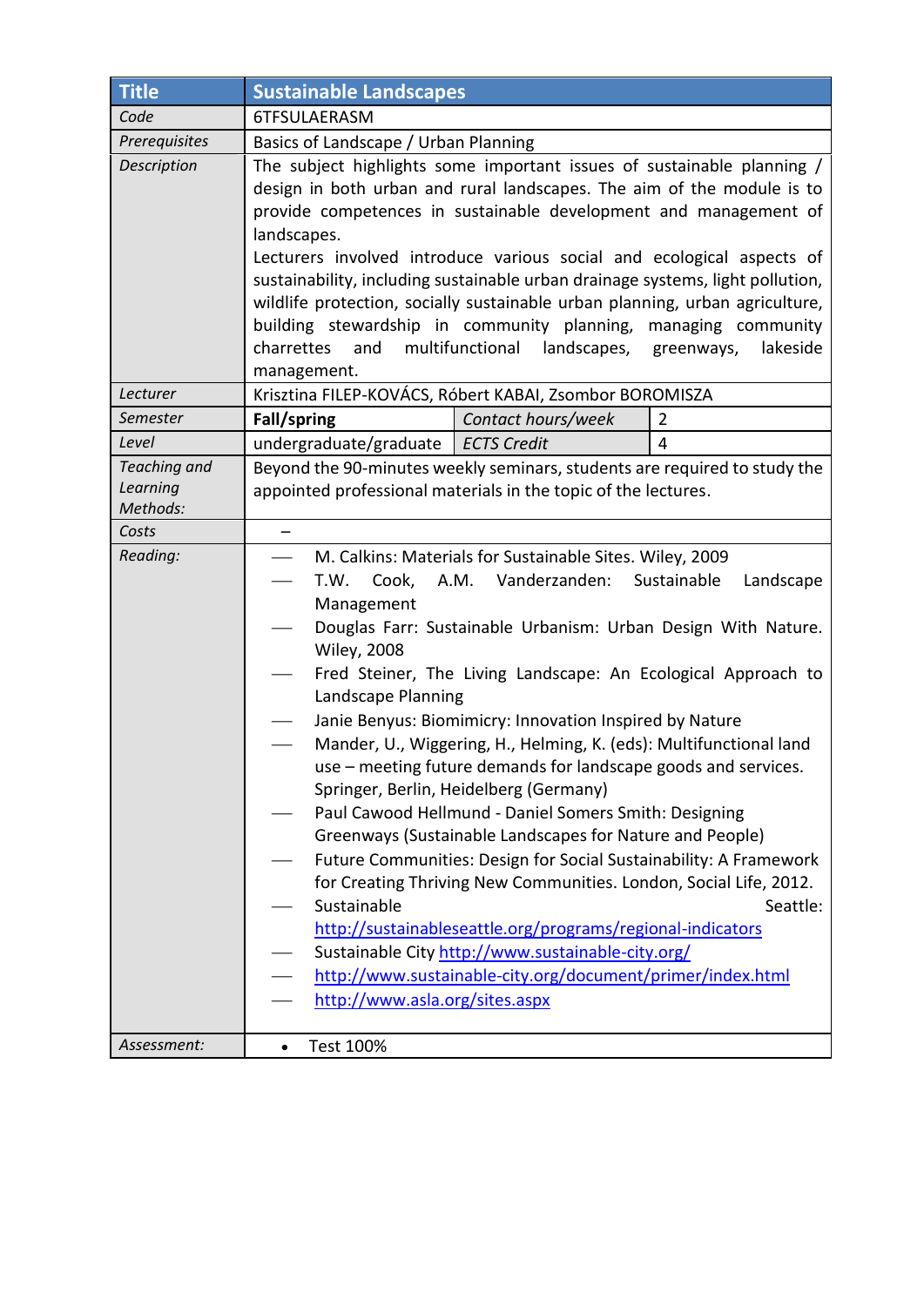| Title | Sustainable Landscapes | | |
|---|---|---|---|
| *Code* | 6TFSULAERASM | | |
| *Prerequisites* | Basics of Landscape / Urban Planning | | |
| *Description* | The subject highlights some important issues of sustainable planning / design in both urban and rural landscapes. The aim of the module is to provide competences in sustainable development and management of landscapes.<br>Lecturers involved introduce various social and ecological aspects of sustainability, including sustainable urban drainage systems, light pollution, wildlife protection, socially sustainable urban planning, urban agriculture, building stewardship in community planning, managing community charrettes and multifunctional landscapes, greenways, lakeside management. | | |
| *Lecturer* | Krisztina FILEP-KOVÁCS, Róbert KABAI, Zsombor BOROMISZA | | |
| *Semester* | **Fall/spring** | *Contact hours/week* | 2 |
| *Level* | undergraduate/graduate | *ECTS Credit* | 4 |
| *Teaching and Learning Methods:* | Beyond the 90-minutes weekly seminars, students are required to study the appointed professional materials in the topic of the lectures. | | |
| *Costs* | – | | |
| *Reading:* | — M. Calkins: Materials for Sustainable Sites. Wiley, 2009<br>— T.W. Cook, A.M. Vanderzanden: Sustainable Landscape Management<br>— Douglas Farr: Sustainable Urbanism: Urban Design With Nature. Wiley, 2008<br>— Fred Steiner, The Living Landscape: An Ecological Approach to Landscape Planning<br>— Janie Benyus: Biomimicry: Innovation Inspired by Nature<br>— Mander, U., Wiggering, H., Helming, K. (eds): Multifunctional land use – meeting future demands for landscape goods and services. Springer, Berlin, Heidelberg (Germany)<br>— Paul Cawood Hellmund - Daniel Somers Smith: Designing Greenways (Sustainable Landscapes for Nature and People)<br>— Future Communities: Design for Social Sustainability: A Framework for Creating Thriving New Communities. London, Social Life, 2012.<br>— Sustainable Seattle: http://sustainableseattle.org/programs/regional-indicators<br>— Sustainable City http://www.sustainable-city.org/<br>— http://www.sustainable-city.org/document/primer/index.html<br>— http://www.asla.org/sites.aspx | | |
| *Assessment:* | • Test 100% | | |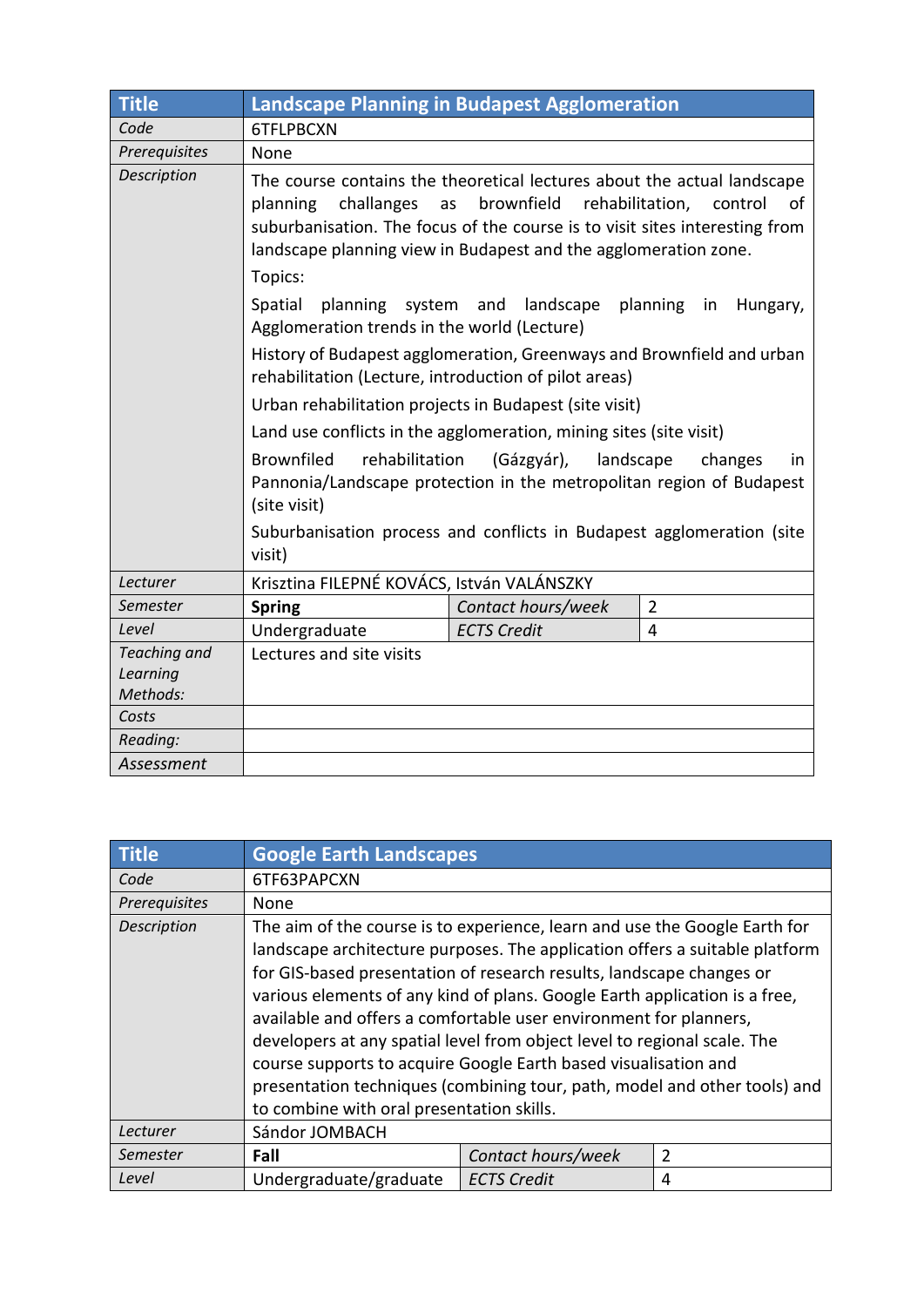| **Title** | **Landscape Planning in Budapest Agglomeration** | | |
|---|---|---|---|
| *Code* | 6TFLPBCXN | | |
| *Prerequisites* | None | | |
| *Description* | The course contains the theoretical lectures about the actual landscape planning challanges as brownfield rehabilitation, control of suburbanisation. The focus of the course is to visit sites interesting from landscape planning view in Budapest and the agglomeration zone.<br><br>Topics:<br><br>Spatial planning system and landscape planning in Hungary, Agglomeration trends in the world (Lecture)<br><br>History of Budapest agglomeration, Greenways and Brownfield and urban rehabilitation (Lecture, introduction of pilot areas)<br><br>Urban rehabilitation projects in Budapest (site visit)<br><br>Land use conflicts in the agglomeration, mining sites (site visit)<br><br>Brownfiled rehabilitation (Gázgyár), landscape changes in Pannonia/Landscape protection in the metropolitan region of Budapest (site visit)<br><br>Suburbanisation process and conflicts in Budapest agglomeration (site visit) | | |
| *Lecturer* | Krisztina FILEPNÉ KOVÁCS, István VALÁNSZKY | | |
| *Semester* | **Spring** | *Contact hours/week* | 2 |
| *Level* | Undergraduate | *ECTS Credit* | 4 |
| *Teaching and Learning Methods:* | Lectures and site visits | | |
| *Costs* | | | |
| *Reading:* | | | |
| *Assessment* | | | |

| **Title** | **Google Earth Landscapes** | | |
|---|---|---|---|
| *Code* | 6TF63PAPCXN | | |
| *Prerequisites* | None | | |
| *Description* | The aim of the course is to experience, learn and use the Google Earth for landscape architecture purposes. The application offers a suitable platform for GIS-based presentation of research results, landscape changes or various elements of any kind of plans. Google Earth application is a free, available and offers a comfortable user environment for planners, developers at any spatial level from object level to regional scale. The course supports to acquire Google Earth based visualisation and presentation techniques (combining tour, path, model and other tools) and to combine with oral presentation skills. | | |
| *Lecturer* | Sándor JOMBACH | | |
| *Semester* | **Fall** | *Contact hours/week* | 2 |
| *Level* | Undergraduate/graduate | *ECTS Credit* | 4 |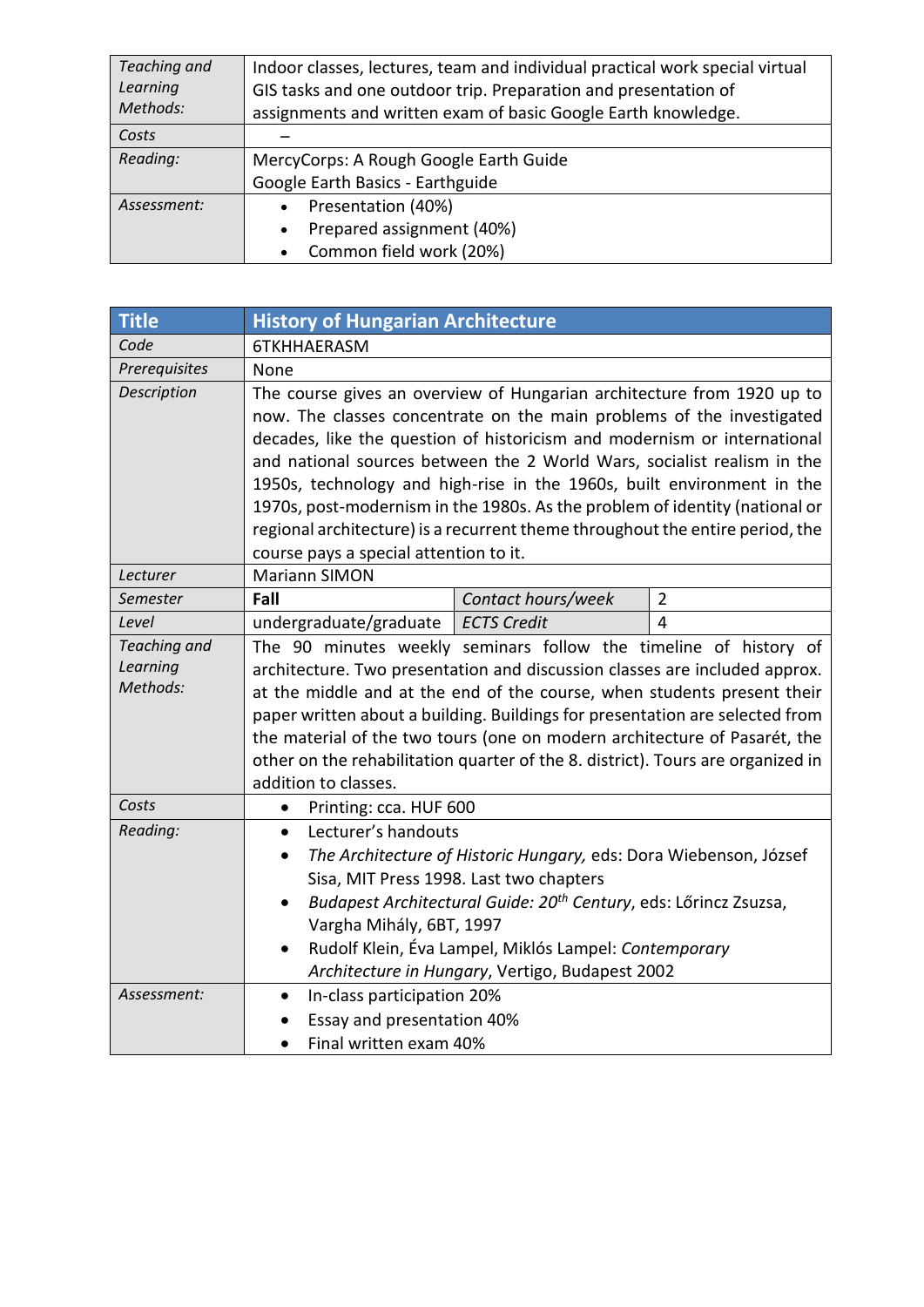| | |
|---|---|
| *Teaching and Learning Methods:* | Indoor classes, lectures, team and individual practical work special virtual GIS tasks and one outdoor trip. Preparation and presentation of assignments and written exam of basic Google Earth knowledge. |
| *Costs* | – |
| *Reading:* | MercyCorps: A Rough Google Earth Guide<br>Google Earth Basics - Earthguide |
| *Assessment:* | • Presentation (40%)<br>• Prepared assignment (40%)<br>• Common field work (20%) |

| **Title** | **History of Hungarian Architecture** | | |
|---|---|---|---|
| *Code* | 6TKHHAERASM | | |
| *Prerequisites* | None | | |
| *Description* | The course gives an overview of Hungarian architecture from 1920 up to now. The classes concentrate on the main problems of the investigated decades, like the question of historicism and modernism or international and national sources between the 2 World Wars, socialist realism in the 1950s, technology and high-rise in the 1960s, built environment in the 1970s, post-modernism in the 1980s. As the problem of identity (national or regional architecture) is a recurrent theme throughout the entire period, the course pays a special attention to it. | | |
| *Lecturer* | Mariann SIMON | | |
| *Semester* | **Fall** | *Contact hours/week* | 2 |
| *Level* | undergraduate/graduate | *ECTS Credit* | 4 |
| *Teaching and Learning Methods:* | The 90 minutes weekly seminars follow the timeline of history of architecture. Two presentation and discussion classes are included approx. at the middle and at the end of the course, when students present their paper written about a building. Buildings for presentation are selected from the material of the two tours (one on modern architecture of Pasarét, the other on the rehabilitation quarter of the 8. district). Tours are organized in addition to classes. | | |
| *Costs* | • Printing: cca. HUF 600 | | |
| *Reading:* | • Lecturer's handouts<br>• *The Architecture of Historic Hungary,* eds: Dora Wiebenson, József Sisa, MIT Press 1998. Last two chapters<br>• *Budapest Architectural Guide: 20th Century*, eds: Lőrincz Zsuzsa, Vargha Mihály, 6BT, 1997<br>• Rudolf Klein, Éva Lampel, Miklós Lampel: *Contemporary Architecture in Hungary*, Vertigo, Budapest 2002 | | |
| *Assessment:* | • In-class participation 20%<br>• Essay and presentation 40%<br>• Final written exam 40% | | |